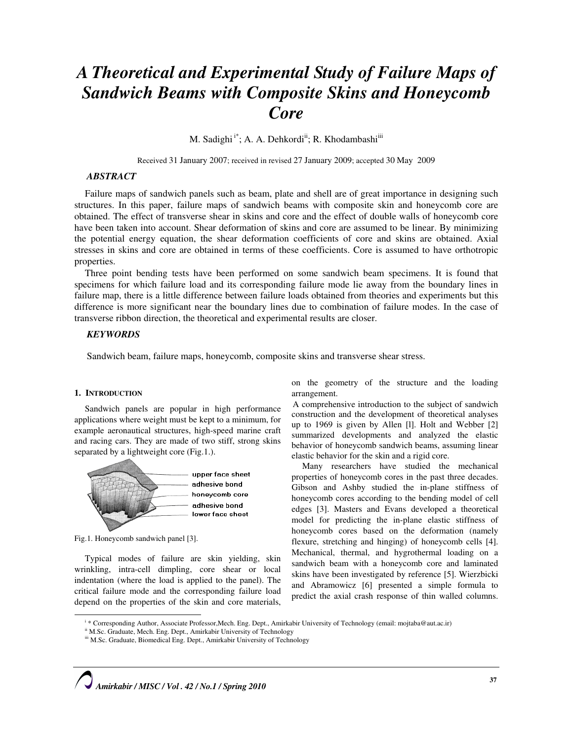# A Theoretical and Experimental Study of Failure Maps of Sandwich Beams with Composite Skins and Honeycomb Core

M. Sadighi [i*]; A. A. Dehkordi [ii]; R. Khodambashi [iii]

Received 31 January 2007; received in revised 27 January 2009; accepted 30 May 2009

### ABSTRACT

Failure maps of sandwich panels such as beam, plate and shell are of great importance in designing such structures. In this paper, failure maps of sandwich beams with composite skin and honeycomb core are obtained. The effect of transverse shear in skins and core and the effect of double walls of honeycomb core have been taken into account. Shear deformation of skins and core are assumed to be linear. By minimizing the potential energy equation, the shear deformation coefficients of core and skins are obtained. Axial stresses in skins and core are obtained in terms of these coefficients. Core is assumed to have orthotropic properties.

Three point bending tests have been performed on some sandwich beam specimens. It is found that specimens for which failure load and its corresponding failure mode lie away from the boundary lines in failure map, there is a little difference between failure loads obtained from theories and experiments but this difference is more significant near the boundary lines due to combination of failure modes. In the case of transverse ribbon direction, the theoretical and experimental results are closer.

### KEYWORDS

Sandwich beam, failure maps, honeycomb, composite skins and transverse shear stress.

## 1. INTRODUCTION

Sandwich panels are popular in high performance applications where weight must be kept to a minimum, for example aeronautical structures, high-speed marine craft and racing cars. They are made of two stiff, strong skins separated by a lightweight core (Fig.1.).

Fig.1. Honeycomb sandwich panel [3].

Typical modes of failure are skin yielding, skin wrinkling, intra-cell dimpling, core shear or local indentation (where the load is applied to the panel). The critical failure mode and the corresponding failure load depend on the properties of the skin and core materials, on the geometry of the structure and the loading arrangement.

A comprehensive introduction to the subject of sandwich construction and the development of theoretical analyses up to 1969 is given by Allen [l]. Holt and Webber [2] summarized developments and analyzed the elastic behavior of honeycomb sandwich beams, assuming linear elastic behavior for the skin and a rigid core.

Many researchers have studied the mechanical properties of honeycomb cores in the past three decades. Gibson and Ashby studied the in-plane stiffness of honeycomb cores according to the bending model of cell edges [3]. Masters and Evans developed a theoretical model for predicting the in-plane elastic stiffness of honeycomb cores based on the deformation (namely flexure, stretching and hinging) of honeycomb cells [4]. Mechanical, thermal, and hygrothermal loading on a sandwich beam with a honeycomb core and laminated skins have been investigated by reference [5]. Wierzbicki and Abramowicz [6] presented a simple formula to predict the axial crash response of thin walled columns.

---

[i] * Corresponding Author, Associate Professor,Mech. Eng. Dept., Amirkabir University of Technology (email: mojtaba@aut.ac.ir)

[ii] M.Sc. Graduate, Mech. Eng. Dept., Amirkabir University of Technology

[iii] M.Sc. Graduate, Biomedical Eng. Dept., Amirkabir University of Technology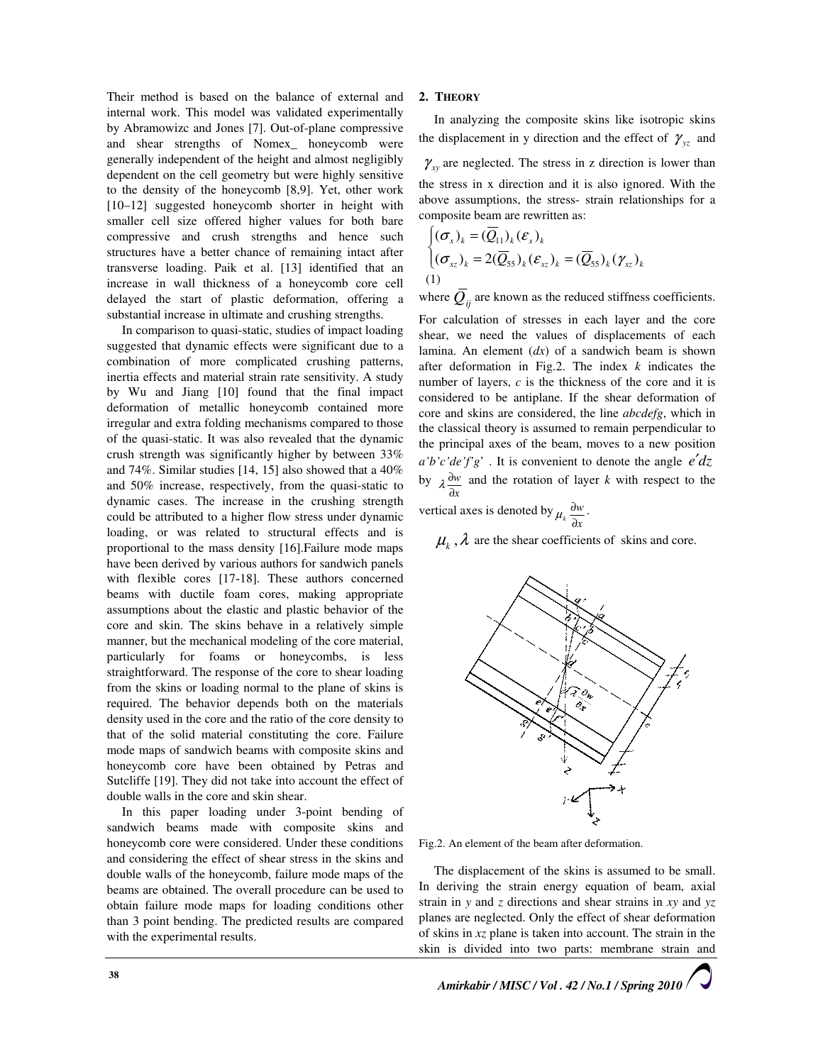Their method is based on the balance of external and internal work. This model was validated experimentally by Abramowizc and Jones [7]. Out-of-plane compressive and shear strengths of Nomex_ honeycomb were generally independent of the height and almost negligibly dependent on the cell geometry but were highly sensitive to the density of the honeycomb [8,9]. Yet, other work [10–12] suggested honeycomb shorter in height with smaller cell size offered higher values for both bare compressive and crush strengths and hence such structures have a better chance of remaining intact after transverse loading. Paik et al. [13] identified that an increase in wall thickness of a honeycomb core cell delayed the start of plastic deformation, offering a substantial increase in ultimate and crushing strengths.

In comparison to quasi-static, studies of impact loading suggested that dynamic effects were significant due to a combination of more complicated crushing patterns, inertia effects and material strain rate sensitivity. A study by Wu and Jiang [10] found that the final impact deformation of metallic honeycomb contained more irregular and extra folding mechanisms compared to those of the quasi-static. It was also revealed that the dynamic crush strength was significantly higher by between 33% and 74%. Similar studies [14, 15] also showed that a 40% and 50% increase, respectively, from the quasi-static to dynamic cases. The increase in the crushing strength could be attributed to a higher flow stress under dynamic loading, or was related to structural effects and is proportional to the mass density [16].Failure mode maps have been derived by various authors for sandwich panels with flexible cores [17-18]. These authors concerned beams with ductile foam cores, making appropriate assumptions about the elastic and plastic behavior of the core and skin. The skins behave in a relatively simple manner, but the mechanical modeling of the core material, particularly for foams or honeycombs, is less straightforward. The response of the core to shear loading from the skins or loading normal to the plane of skins is required. The behavior depends both on the materials density used in the core and the ratio of the core density to that of the solid material constituting the core. Failure mode maps of sandwich beams with composite skins and honeycomb core have been obtained by Petras and Sutcliffe [19]. They did not take into account the effect of double walls in the core and skin shear.

In this paper loading under 3-point bending of sandwich beams made with composite skins and honeycomb core were considered. Under these conditions and considering the effect of shear stress in the skins and double walls of the honeycomb, failure mode maps of the beams are obtained. The overall procedure can be used to obtain failure mode maps for loading conditions other than 3 point bending. The predicted results are compared with the experimental results.

## 2. Theory

In analyzing the composite skins like isotropic skins the displacement in y direction and the effect of $\gamma_{yz}$ and $\gamma_{xy}$ are neglected. The stress in z direction is lower than the stress in x direction and it is also ignored. With the above assumptions, the stress- strain relationships for a composite beam are rewritten as:

$$\begin{cases} (\sigma_x)_k = (\overline{Q}_{11})_k(\varepsilon_x)_k \\ (\sigma_{xz})_k = 2(\overline{Q}_{55})_k(\varepsilon_{xz})_k = (\overline{Q}_{55})_k(\gamma_{xz})_k \end{cases} \tag{1}$$

where $\overline{Q}_{ij}$ are known as the reduced stiffness coefficients.

For calculation of stresses in each layer and the core shear, we need the values of displacements of each lamina. An element ($dx$) of a sandwich beam is shown after deformation in Fig.2. The index $k$ indicates the number of layers, $c$ is the thickness of the core and it is considered to be antiplane. If the shear deformation of core and skins are considered, the line *abcdefg*, which in the classical theory is assumed to remain perpendicular to the principal axes of the beam, moves to a new position *a'b'c'de'f'g'* . It is convenient to denote the angle $e'dz$ by $\lambda \frac{\partial w}{\partial x}$ and the rotation of layer $k$ with respect to the vertical axes is denoted by $\mu_k \frac{\partial w}{\partial x}$.

$\mu_k$, $\lambda$ are the shear coefficients of skins and core.

Fig.2. An element of the beam after deformation.

The displacement of the skins is assumed to be small. In deriving the strain energy equation of beam, axial strain in $y$ and $z$ directions and shear strains in $xy$ and $yz$ planes are neglected. Only the effect of shear deformation of skins in $xz$ plane is taken into account. The strain in the skin is divided into two parts: membrane strain and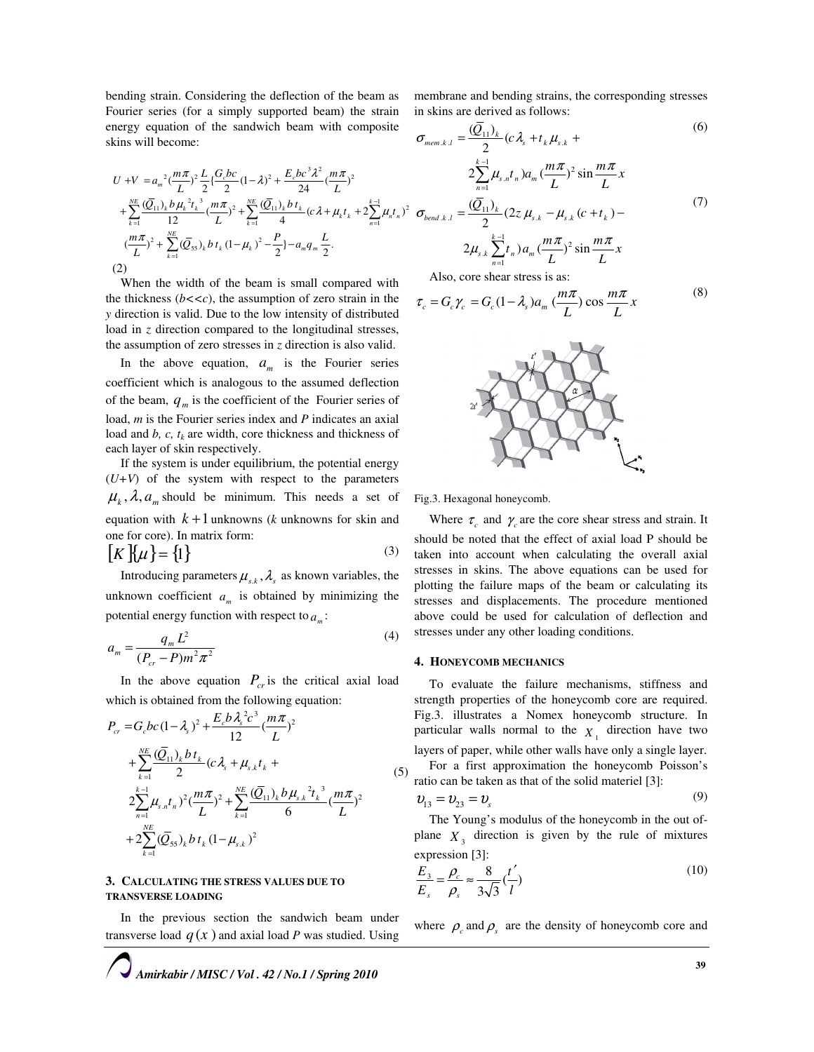bending strain. Considering the deflection of the beam as Fourier series (for a simply supported beam) the strain energy equation of the sandwich beam with composite skins will become:

$$
\begin{aligned}
U+V &= a_m{}^2 \left(\frac{m\pi}{L}\right)^2 \frac{L}{2}\Big\{\frac{G_c bc}{2}(1-\lambda)^2 + \frac{E_c bc^3\lambda^2}{24}\left(\frac{m\pi}{L}\right)^2 \\
&+ \sum_{k=1}^{NE} \frac{(\bar{Q}_{11})_k b \mu_k{}^2 t_k{}^3}{12}\left(\frac{m\pi}{L}\right)^2 + \sum_{k=1}^{NE}\frac{(\bar{Q}_{11})_k b t_k}{4}\Big(c\lambda + \mu_k t_k + 2\sum_{n=1}^{k-1}\mu_n t_n\Big)^2 \\
&\left(\frac{m\pi}{L}\right)^2 + \sum_{k=1}^{NE}(\bar{Q}_{55})_k b t_k (1-\mu_k)^2 - \frac{P}{2}\Big\} - a_m q_m \frac{L}{2}.
\end{aligned}
\tag{2}
$$

When the width of the beam is small compared with the thickness ($b<<c$), the assumption of zero strain in the $y$ direction is valid. Due to the low intensity of distributed load in $z$ direction compared to the longitudinal stresses, the assumption of zero stresses in $z$ direction is also valid.

In the above equation, $a_m$ is the Fourier series coefficient which is analogous to the assumed deflection of the beam, $q_m$ is the coefficient of the Fourier series of load, $m$ is the Fourier series index and $P$ indicates an axial load and $b$, $c$, $t_k$ are width, core thickness and thickness of each layer of skin respectively.

If the system is under equilibrium, the potential energy ($U+V$) of the system with respect to the parameters $\mu_k, \lambda, a_m$ should be minimum. This needs a set of equation with $k+1$ unknowns ($k$ unknowns for skin and one for core). In matrix form:

$$[K]\{\mu\} = \{1\} \tag{3}$$

Introducing parameters $\mu_{s.k}, \lambda_s$ as known variables, the unknown coefficient $a_m$ is obtained by minimizing the potential energy function with respect to $a_m$:

$$a_m = \frac{q_m L^2}{(P_{cr}-P)m^2\pi^2} \tag{4}$$

In the above equation $P_{cr}$ is the critical axial load which is obtained from the following equation:

$$
\begin{aligned}
P_{cr} &= G_c bc(1-\lambda_s)^2 + \frac{E_c b\lambda_s{}^2 c^3}{12}\left(\frac{m\pi}{L}\right)^2 \\
&+ \sum_{k=1}^{NE}\frac{(\bar{Q}_{11})_k b t_k}{2}\Big(c\lambda_s + \mu_{s.k}t_k + \\
&2\sum_{n=1}^{k-1}\mu_{s.n}t_n\Big)^2\left(\frac{m\pi}{L}\right)^2 + \sum_{k=1}^{NE}\frac{(\bar{Q}_{11})_k b \mu_{s.k}{}^2 t_k{}^3}{6}\left(\frac{m\pi}{L}\right)^2 \\
&+ 2\sum_{k=1}^{NE}(\bar{Q}_{55})_k b t_k (1-\mu_{s.k})^2
\end{aligned}
\tag{5}
$$

## 3. Calculating the stress values due to transverse loading

In the previous section the sandwich beam under transverse load $q(x)$ and axial load $P$ was studied. Using membrane and bending strains, the corresponding stresses in skins are derived as follows:

$$
\begin{aligned}
\sigma_{mem.k.l} &= \frac{(\bar{Q}_{11})_k}{2}\Big(c\lambda_s + t_k\mu_{s.k} + \\
&2\sum_{n=1}^{k-1}\mu_{s.n}t_n\Big)a_m\left(\frac{m\pi}{L}\right)^2 \sin\frac{m\pi}{L}x
\end{aligned}
\tag{6}
$$

$$
\begin{aligned}
\sigma_{bend.k.l} &= \frac{(\bar{Q}_{11})_k}{2}\big(2z\,\mu_{s.k} - \mu_{s.k}(c+t_k) - \\
&2\mu_{s.k}\sum_{n=1}^{k-1}t_n\big)a_m\left(\frac{m\pi}{L}\right)^2 \sin\frac{m\pi}{L}x
\end{aligned}
\tag{7}
$$

Also, core shear stress is as:

$$\tau_c = G_c\gamma_c = G_c(1-\lambda_s)a_m\left(\frac{m\pi}{L}\right)\cos\frac{m\pi}{L}x \tag{8}$$

Fig.3. Hexagonal honeycomb.

Where $\tau_c$ and $\gamma_c$ are the core shear stress and strain. It should be noted that the effect of axial load P should be taken into account when calculating the overall axial stresses in skins. The above equations can be used for plotting the failure maps of the beam or calculating its stresses and displacements. The procedure mentioned above could be used for calculation of deflection and stresses under any other loading conditions.

## 4. Honeycomb mechanics

To evaluate the failure mechanisms, stiffness and strength properties of the honeycomb core are required. Fig.3. illustrates a Nomex honeycomb structure. In particular walls normal to the $X_1$ direction have two layers of paper, while other walls have only a single layer.

For a first approximation the honeycomb Poisson's ratio can be taken as that of the solid materiel [3]:

$$\upsilon_{13} = \upsilon_{23} = \upsilon_s \tag{9}$$

The Young's modulus of the honeycomb in the out of-plane $X_3$ direction is given by the rule of mixtures expression [3]:

$$\frac{E_3}{E_s} = \frac{\rho_c}{\rho_s} \approx \frac{8}{3\sqrt{3}}\left(\frac{t'}{l}\right) \tag{10}$$

where $\rho_c$ and $\rho_s$ are the density of honeycomb core and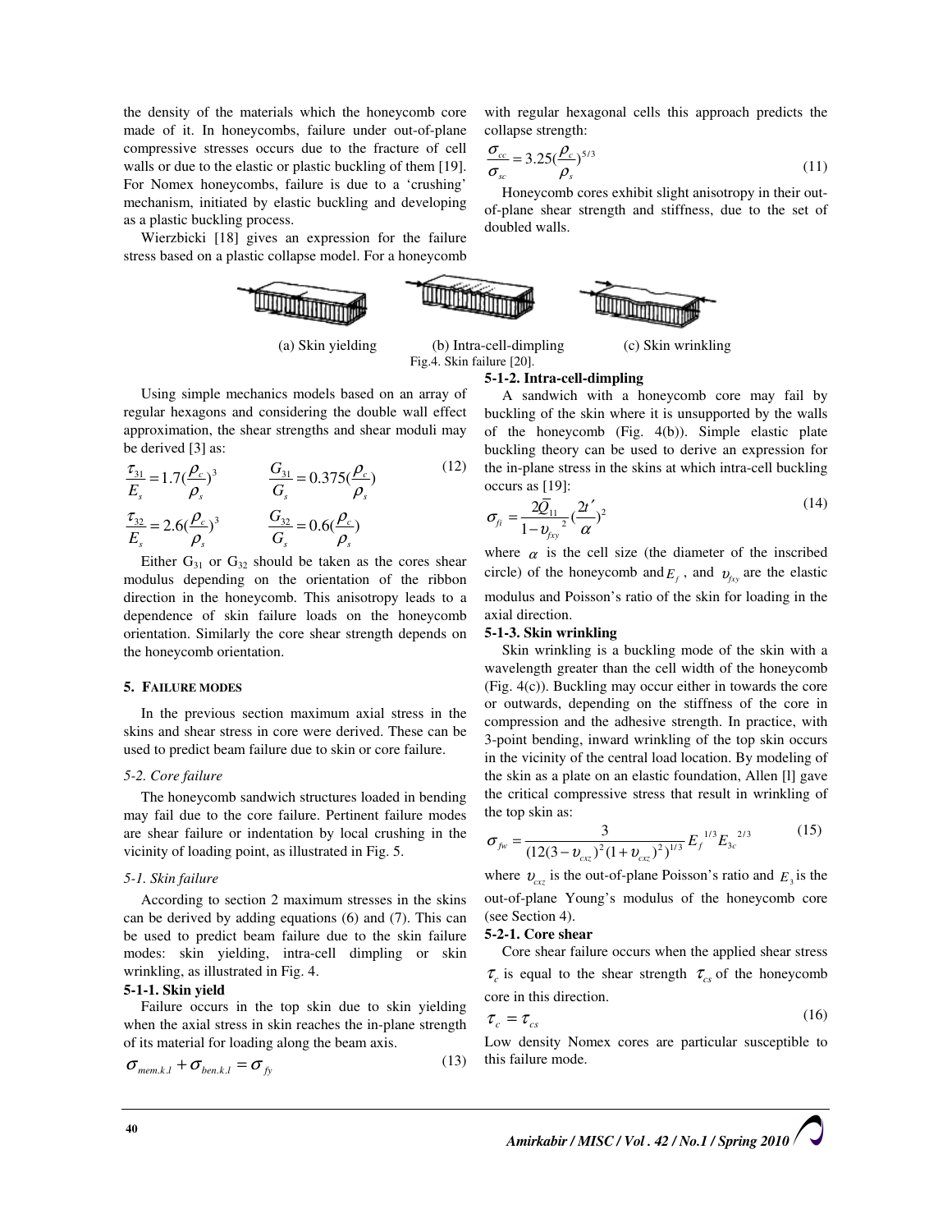the density of the materials which the honeycomb core made of it. In honeycombs, failure under out-of-plane compressive stresses occurs due to the fracture of cell walls or due to the elastic or plastic buckling of them [19]. For Nomex honeycombs, failure is due to a 'crushing' mechanism, initiated by elastic buckling and developing as a plastic buckling process.

Wierzbicki [18] gives an expression for the failure stress based on a plastic collapse model. For a honeycomb with regular hexagonal cells this approach predicts the collapse strength:

$$\frac{\sigma_{cc}}{\sigma_{sc}} = 3.25\left(\frac{\rho_c}{\rho_s}\right)^{5/3} \tag{11}$$

Honeycomb cores exhibit slight anisotropy in their out-of-plane shear strength and stiffness, due to the set of doubled walls.

(a) Skin yielding (b) Intra-cell-dimpling (c) Skin wrinkling

Fig.4. Skin failure [20].

Using simple mechanics models based on an array of regular hexagons and considering the double wall effect approximation, the shear strengths and shear moduli may be derived [3] as:

$$\frac{\tau_{31}}{E_s} = 1.7\left(\frac{\rho_c}{\rho_s}\right)^3 \qquad \frac{G_{31}}{G_s} = 0.375\left(\frac{\rho_c}{\rho_s}\right) \tag{12}$$

$$\frac{\tau_{32}}{E_s} = 2.6\left(\frac{\rho_c}{\rho_s}\right)^3 \qquad \frac{G_{32}}{G_s} = 0.6\left(\frac{\rho_c}{\rho_s}\right)$$

Either $G_{31}$ or $G_{32}$ should be taken as the cores shear modulus depending on the orientation of the ribbon direction in the honeycomb. This anisotropy leads to a dependence of skin failure loads on the honeycomb orientation. Similarly the core shear strength depends on the honeycomb orientation.

## 5. FAILURE MODES

In the previous section maximum axial stress in the skins and shear stress in core were derived. These can be used to predict beam failure due to skin or core failure.

### *5-2. Core failure*

The honeycomb sandwich structures loaded in bending may fail due to the core failure. Pertinent failure modes are shear failure or indentation by local crushing in the vicinity of loading point, as illustrated in Fig. 5.

### *5-1. Skin failure*

According to section 2 maximum stresses in the skins can be derived by adding equations (6) and (7). This can be used to predict beam failure due to the skin failure modes: skin yielding, intra-cell dimpling or skin wrinkling, as illustrated in Fig. 4.

**5-1-1. Skin yield**

Failure occurs in the top skin due to skin yielding when the axial stress in skin reaches the in-plane strength of its material for loading along the beam axis.

$$\sigma_{mem.k.l} + \sigma_{ben.k.l} = \sigma_{fy} \tag{13}$$

**5-1-2. Intra-cell-dimpling**

A sandwich with a honeycomb core may fail by buckling of the skin where it is unsupported by the walls of the honeycomb (Fig. 4(b)). Simple elastic plate buckling theory can be used to derive an expression for the in-plane stress in the skins at which intra-cell buckling occurs as [19]:

$$\sigma_{fi} = \frac{2\bar{Q}_{11}}{1-\upsilon_{fxy}^{\ 2}}\left(\frac{2t'}{\alpha}\right)^2 \tag{14}$$

where $\alpha$ is the cell size (the diameter of the inscribed circle) of the honeycomb and $E_f$ , and $\upsilon_{fxy}$ are the elastic modulus and Poisson's ratio of the skin for loading in the axial direction.

**5-1-3. Skin wrinkling**

Skin wrinkling is a buckling mode of the skin with a wavelength greater than the cell width of the honeycomb (Fig. 4(c)). Buckling may occur either in towards the core or outwards, depending on the stiffness of the core in compression and the adhesive strength. In practice, with 3-point bending, inward wrinkling of the top skin occurs in the vicinity of the central load location. By modeling of the skin as a plate on an elastic foundation, Allen [l] gave the critical compressive stress that result in wrinkling of the top skin as:

$$\sigma_{fw} = \frac{3}{(12(3-\upsilon_{cxz})^2(1+\upsilon_{cxz})^2)^{1/3}} E_f^{\ 1/3} E_{3c}^{\ 2/3} \tag{15}$$

where $\upsilon_{cxz}$ is the out-of-plane Poisson's ratio and $E_3$ is the out-of-plane Young's modulus of the honeycomb core (see Section 4).

**5-2-1. Core shear**

Core shear failure occurs when the applied shear stress $\tau_c$ is equal to the shear strength $\tau_{cs}$ of the honeycomb core in this direction.

$$\tau_c = \tau_{cs} \tag{16}$$

Low density Nomex cores are particular susceptible to this failure mode.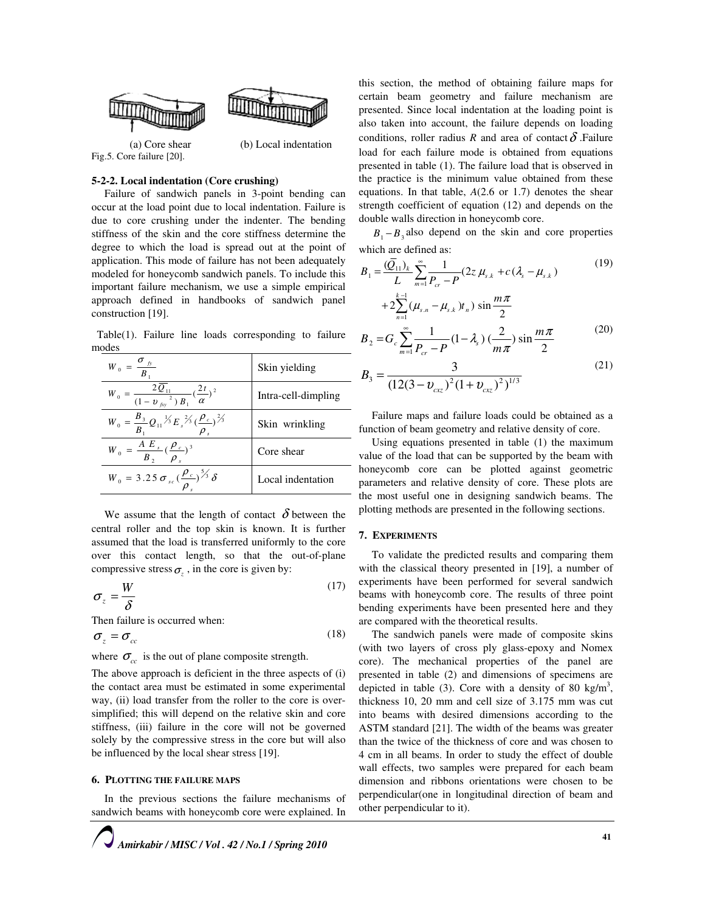(a) Core shear (b) Local indentation

Fig.5. Core failure [20].

### 5-2-2. Local indentation (Core crushing)

Failure of sandwich panels in 3-point bending can occur at the load point due to local indentation. Failure is due to core crushing under the indenter. The bending stiffness of the skin and the core stiffness determine the degree to which the load is spread out at the point of application. This mode of failure has not been adequately modeled for honeycomb sandwich panels. To include this important failure mechanism, we use a simple empirical approach defined in handbooks of sandwich panel construction [19].

Table(1). Failure line loads corresponding to failure modes

| | |
|---|---|
| $W_0 = \dfrac{\sigma_{fy}}{B_1}$ | Skin yielding |
| $W_0 = \dfrac{2\overline{Q}_{11}}{(1-\upsilon_{fxy}^{\ 2})B_1}(\dfrac{2t}{\alpha})^2$ | Intra-cell-dimpling |
| $W_0 = \dfrac{B_3}{B_1}Q_{11}^{\ 1/3}E_s^{\ 2/3}(\dfrac{\rho_c}{\rho_s})^{2/3}$ | Skin wrinkling |
| $W_0 = \dfrac{A\,E_s}{B_2}(\dfrac{\rho_c}{\rho_s})^3$ | Core shear |
| $W_0 = 3.25\,\sigma_{sc}(\dfrac{\rho_c}{\rho_s})^{5/3}\delta$ | Local indentation |

We assume that the length of contact $\delta$ between the central roller and the top skin is known. It is further assumed that the load is transferred uniformly to the core over this contact length, so that the out-of-plane compressive stress $\sigma_z$, in the core is given by:

$$\sigma_z = \frac{W}{\delta} \tag{17}$$

Then failure is occurred when:

$$\sigma_z = \sigma_{cc} \tag{18}$$

where $\sigma_{cc}$ is the out of plane composite strength.

The above approach is deficient in the three aspects of (i) the contact area must be estimated in some experimental way, (ii) load transfer from the roller to the core is over-simplified; this will depend on the relative skin and core stiffness, (iii) failure in the core will not be governed solely by the compressive stress in the core but will also be influenced by the local shear stress [19].

## 6. Plotting the failure maps

In the previous sections the failure mechanisms of sandwich beams with honeycomb core were explained. In this section, the method of obtaining failure maps for certain beam geometry and failure mechanism are presented. Since local indentation at the loading point is also taken into account, the failure depends on loading conditions, roller radius $R$ and area of contact $\delta$ .Failure load for each failure mode is obtained from equations presented in table (1). The failure load that is observed in the practice is the minimum value obtained from these equations. In that table, $A$(2.6 or 1.7) denotes the shear strength coefficient of equation (12) and depends on the double walls direction in honeycomb core.

$B_1 - B_3$ also depend on the skin and core properties which are defined as:

$$B_1 = \frac{(\overline{Q}_{11})_k}{L}\sum_{m=1}^{\infty}\frac{1}{P_{cr}-P}(2z\,\mu_{s.k} + c(\lambda_s - \mu_{s.k}) + 2\sum_{n=1}^{k-1}(\mu_{s.n} - \mu_{s.k})t_n)\,\sin\frac{m\pi}{2} \tag{19}$$

$$B_2 = G_c\sum_{m=1}^{\infty}\frac{1}{P_{cr}-P}(1-\lambda_s)\,(\frac{2}{m\pi})\,\sin\frac{m\pi}{2} \tag{20}$$

$$B_3 = \frac{3}{(12(3-\upsilon_{cxz})^2(1+\upsilon_{cxz})^2)^{1/3}} \tag{21}$$

Failure maps and failure loads could be obtained as a function of beam geometry and relative density of core.

Using equations presented in table (1) the maximum value of the load that can be supported by the beam with honeycomb core can be plotted against geometric parameters and relative density of core. These plots are the most useful one in designing sandwich beams. The plotting methods are presented in the following sections.

## 7. Experiments

To validate the predicted results and comparing them with the classical theory presented in [19], a number of experiments have been performed for several sandwich beams with honeycomb core. The results of three point bending experiments have been presented here and they are compared with the theoretical results.

The sandwich panels were made of composite skins (with two layers of cross ply glass-epoxy and Nomex core). The mechanical properties of the panel are presented in table (2) and dimensions of specimens are depicted in table (3). Core with a density of 80 kg/m$^3$, thickness 10, 20 mm and cell size of 3.175 mm was cut into beams with desired dimensions according to the ASTM standard [21]. The width of the beams was greater than the twice of the thickness of core and was chosen to 4 cm in all beams. In order to study the effect of double wall effects, two samples were prepared for each beam dimension and ribbons orientations were chosen to be perpendicular(one in longitudinal direction of beam and other perpendicular to it).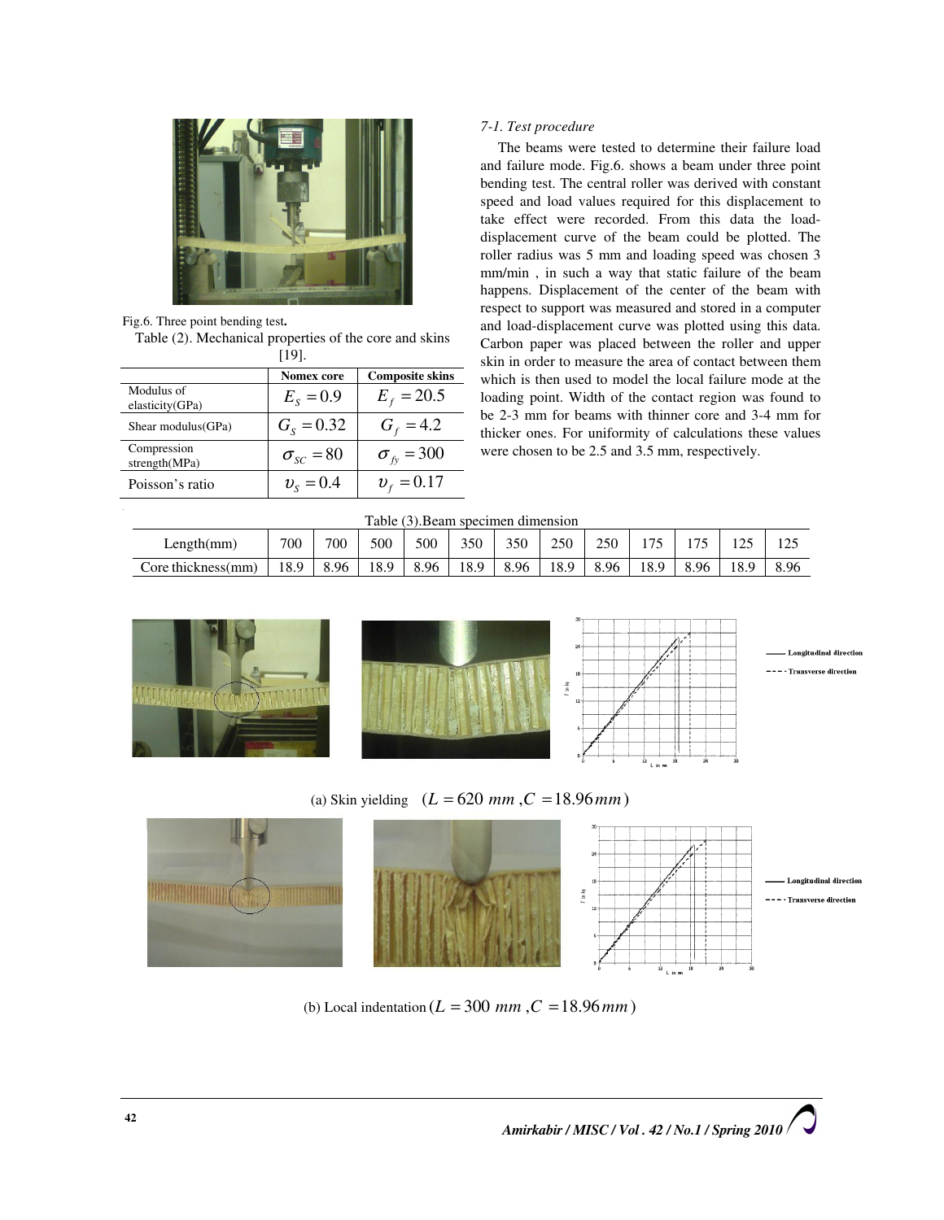Fig.6. Three point bending test.

Table (2). Mechanical properties of the core and skins [19].

| | Nomex core | Composite skins |
|---|---|---|
| Modulus of elasticity(GPa) | $E_S = 0.9$ | $E_f = 20.5$ |
| Shear modulus(GPa) | $G_S = 0.32$ | $G_f = 4.2$ |
| Compression strength(MPa) | $\sigma_{SC} = 80$ | $\sigma_{fy} = 300$ |
| Poisson's ratio | $\upsilon_S = 0.4$ | $\upsilon_f = 0.17$ |

*7-1. Test procedure*

The beams were tested to determine their failure load and failure mode. Fig.6. shows a beam under three point bending test. The central roller was derived with constant speed and load values required for this displacement to take effect were recorded. From this data the load-displacement curve of the beam could be plotted. The roller radius was 5 mm and loading speed was chosen 3 mm/min , in such a way that static failure of the beam happens. Displacement of the center of the beam with respect to support was measured and stored in a computer and load-displacement curve was plotted using this data. Carbon paper was placed between the roller and upper skin in order to measure the area of contact between them which is then used to model the local failure mode at the loading point. Width of the contact region was found to be 2-3 mm for beams with thinner core and 3-4 mm for thicker ones. For uniformity of calculations these values were chosen to be 2.5 and 3.5 mm, respectively.

Table (3).Beam specimen dimension

| Length(mm) | 700 | 700 | 500 | 500 | 350 | 350 | 250 | 250 | 175 | 175 | 125 | 125 |
|---|---|---|---|---|---|---|---|---|---|---|---|---|
| Core thickness(mm) | 18.9 | 8.96 | 18.9 | 8.96 | 18.9 | 8.96 | 18.9 | 8.96 | 18.9 | 8.96 | 18.9 | 8.96 |

(a) Skin yielding $(L = 620\ mm, C = 18.96\ mm)$

(b) Local indentation $(L = 300\ mm, C = 18.96\ mm)$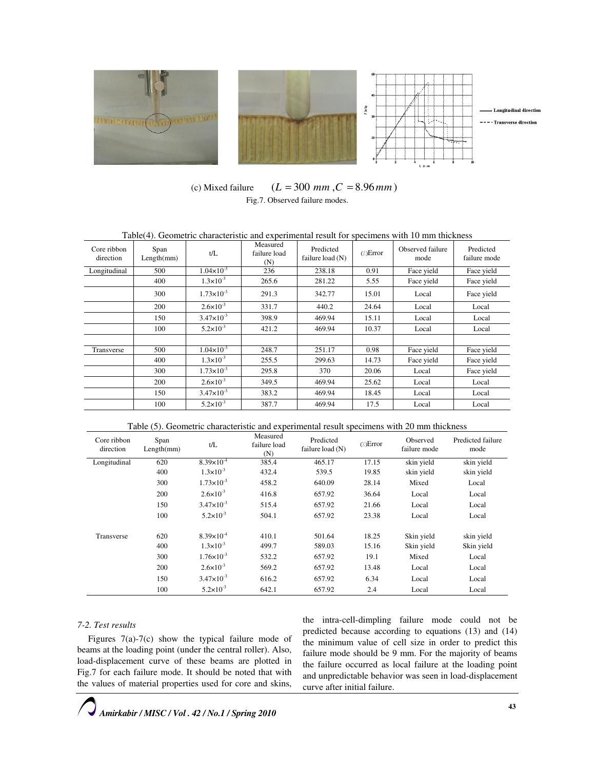(c) Mixed failure $(L = 300\ mm, C = 8.96\ mm)$

Fig.7. Observed failure modes.

Table(4). Geometric characteristic and experimental result for specimens with 10 mm thickness

| Core ribbon direction | Span Length(mm) | t/L | Measured failure load (N) | Predicted failure load (N) | (%)Error | Observed failure mode | Predicted failure mode |
|---|---|---|---|---|---|---|---|
| Longitudinal | 500 | $1.04\times10^{-3}$ | 236 | 238.18 | 0.91 | Face yield | Face yield |
| | 400 | $1.3\times10^{-3}$ | 265.6 | 281.22 | 5.55 | Face yield | Face yield |
| | 300 | $1.73\times10^{-3}$ | 291.3 | 342.77 | 15.01 | Local | Face yield |
| | 200 | $2.6\times10^{-3}$ | 331.7 | 440.2 | 24.64 | Local | Local |
| | 150 | $3.47\times10^{-3}$ | 398.9 | 469.94 | 15.11 | Local | Local |
| | 100 | $5.2\times10^{-3}$ | 421.2 | 469.94 | 10.37 | Local | Local |
| | | | | | | | |
| Transverse | 500 | $1.04\times10^{-3}$ | 248.7 | 251.17 | 0.98 | Face yield | Face yield |
| | 400 | $1.3\times10^{-3}$ | 255.5 | 299.63 | 14.73 | Face yield | Face yield |
| | 300 | $1.73\times10^{-3}$ | 295.8 | 370 | 20.06 | Local | Face yield |
| | 200 | $2.6\times10^{-3}$ | 349.5 | 469.94 | 25.62 | Local | Local |
| | 150 | $3.47\times10^{-3}$ | 383.2 | 469.94 | 18.45 | Local | Local |
| | 100 | $5.2\times10^{-3}$ | 387.7 | 469.94 | 17.5 | Local | Local |

Table (5). Geometric characteristic and experimental result specimens with 20 mm thickness

| Core ribbon direction | Span Length(mm) | t/L | Measured failure load (N) | Predicted failure load (N) | (%)Error | Observed failure mode | Predicted failure mode |
|---|---|---|---|---|---|---|---|
| Longitudinal | 620 | $8.39\times10^{-4}$ | 385.4 | 465.17 | 17.15 | skin yield | skin yield |
| | 400 | $1.3\times10^{-3}$ | 432.4 | 539.5 | 19.85 | skin yield | skin yield |
| | 300 | $1.73\times10^{-3}$ | 458.2 | 640.09 | 28.14 | Mixed | Local |
| | 200 | $2.6\times10^{-3}$ | 416.8 | 657.92 | 36.64 | Local | Local |
| | 150 | $3.47\times10^{-3}$ | 515.4 | 657.92 | 21.66 | Local | Local |
| | 100 | $5.2\times10^{-3}$ | 504.1 | 657.92 | 23.38 | Local | Local |
| | | | | | | | |
| Transverse | 620 | $8.39\times10^{-4}$ | 410.1 | 501.64 | 18.25 | Skin yield | skin yield |
| | 400 | $1.3\times10^{-3}$ | 499.7 | 589.03 | 15.16 | Skin yield | Skin yield |
| | 300 | $1.76\times10^{-3}$ | 532.2 | 657.92 | 19.1 | Mixed | Local |
| | 200 | $2.6\times10^{-3}$ | 569.2 | 657.92 | 13.48 | Local | Local |
| | 150 | $3.47\times10^{-3}$ | 616.2 | 657.92 | 6.34 | Local | Local |
| | 100 | $5.2\times10^{-3}$ | 642.1 | 657.92 | 2.4 | Local | Local |

### 7-2. Test results

Figures 7(a)-7(c) show the typical failure mode of beams at the loading point (under the central roller). Also, load-displacement curve of these beams are plotted in Fig.7 for each failure mode. It should be noted that with the values of material properties used for core and skins, the intra-cell-dimpling failure mode could not be predicted because according to equations (13) and (14) the minimum value of cell size in order to predict this failure mode should be 9 mm. For the majority of beams the failure occurred as local failure at the loading point and unpredictable behavior was seen in load-displacement curve after initial failure.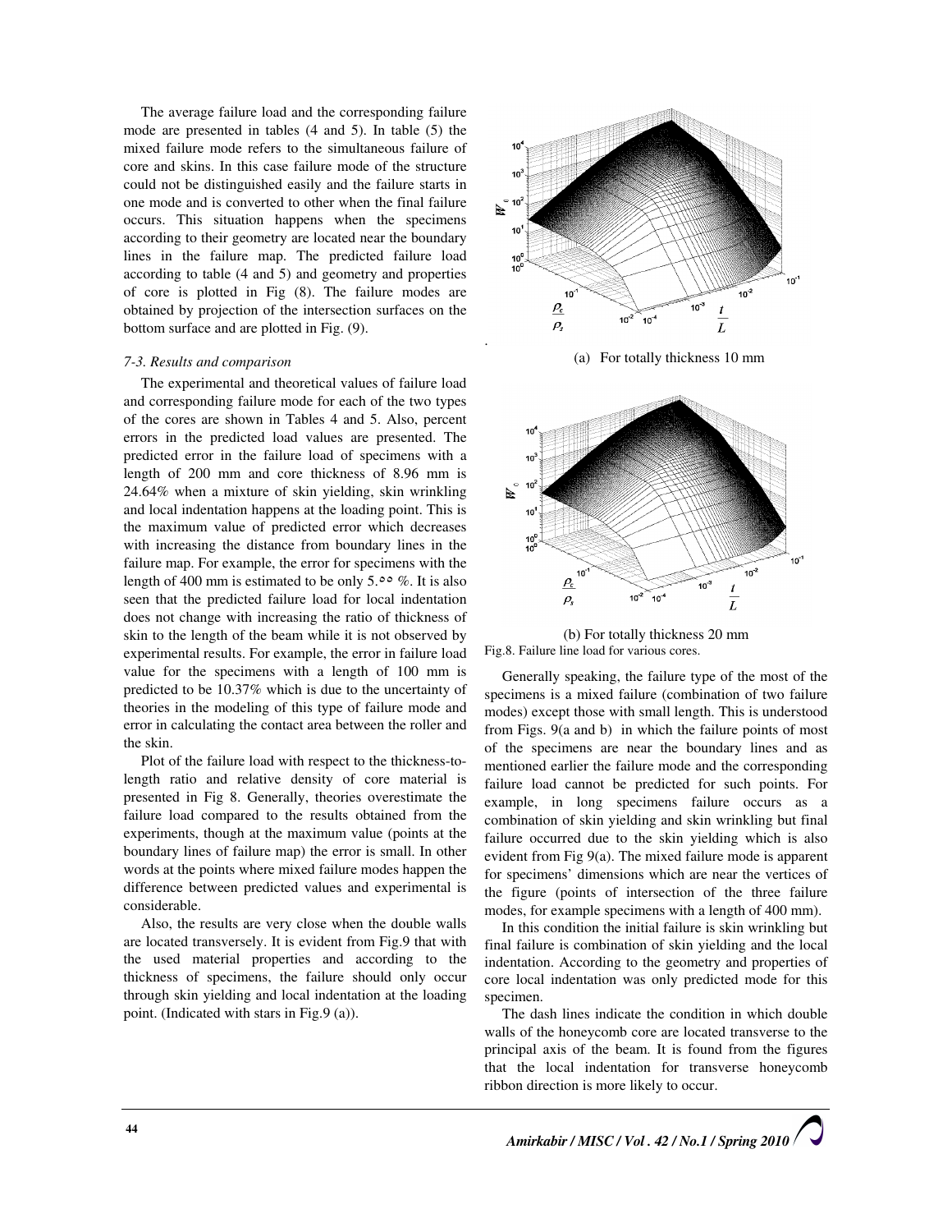The average failure load and the corresponding failure mode are presented in tables (4 and 5). In table (5) the mixed failure mode refers to the simultaneous failure of core and skins. In this case failure mode of the structure could not be distinguished easily and the failure starts in one mode and is converted to other when the final failure occurs. This situation happens when the specimens according to their geometry are located near the boundary lines in the failure map. The predicted failure load according to table (4 and 5) and geometry and properties of core is plotted in Fig (8). The failure modes are obtained by projection of the intersection surfaces on the bottom surface and are plotted in Fig. (9).

*7-3. Results and comparison*

The experimental and theoretical values of failure load and corresponding failure mode for each of the two types of the cores are shown in Tables 4 and 5. Also, percent errors in the predicted load values are presented. The predicted error in the failure load of specimens with a length of 200 mm and core thickness of 8.96 mm is 24.64% when a mixture of skin yielding, skin wrinkling and local indentation happens at the loading point. This is the maximum value of predicted error which decreases with increasing the distance from boundary lines in the failure map. For example, the error for specimens with the length of 400 mm is estimated to be only 5.٥٥ %. It is also seen that the predicted failure load for local indentation does not change with increasing the ratio of thickness of skin to the length of the beam while it is not observed by experimental results. For example, the error in failure load value for the specimens with a length of 100 mm is predicted to be 10.37% which is due to the uncertainty of theories in the modeling of this type of failure mode and error in calculating the contact area between the roller and the skin.

Plot of the failure load with respect to the thickness-to-length ratio and relative density of core material is presented in Fig 8. Generally, theories overestimate the failure load compared to the results obtained from the experiments, though at the maximum value (points at the boundary lines of failure map) the error is small. In other words at the points where mixed failure modes happen the difference between predicted values and experimental is considerable.

Also, the results are very close when the double walls are located transversely. It is evident from Fig.9 that with the used material properties and according to the thickness of specimens, the failure should only occur through skin yielding and local indentation at the loading point. (Indicated with stars in Fig.9 (a)).

(a) For totally thickness 10 mm

(b) For totally thickness 20 mm

Fig.8. Failure line load for various cores.

Generally speaking, the failure type of the most of the specimens is a mixed failure (combination of two failure modes) except those with small length. This is understood from Figs. 9(a and b) in which the failure points of most of the specimens are near the boundary lines and as mentioned earlier the failure mode and the corresponding failure load cannot be predicted for such points. For example, in long specimens failure occurs as a combination of skin yielding and skin wrinkling but final failure occurred due to the skin yielding which is also evident from Fig 9(a). The mixed failure mode is apparent for specimens' dimensions which are near the vertices of the figure (points of intersection of the three failure modes, for example specimens with a length of 400 mm).

In this condition the initial failure is skin wrinkling but final failure is combination of skin yielding and the local indentation. According to the geometry and properties of core local indentation was only predicted mode for this specimen.

The dash lines indicate the condition in which double walls of the honeycomb core are located transverse to the principal axis of the beam. It is found from the figures that the local indentation for transverse honeycomb ribbon direction is more likely to occur.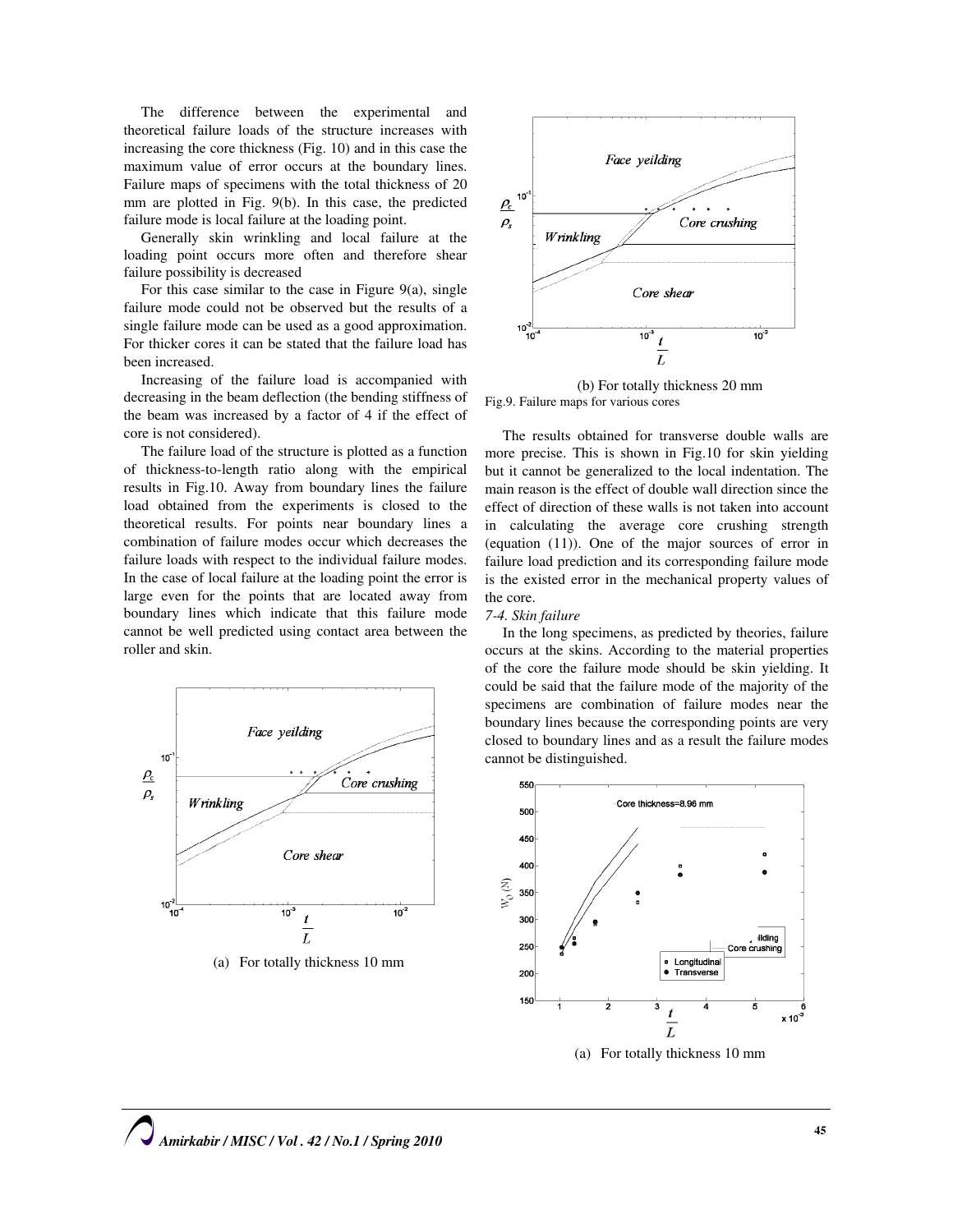The difference between the experimental and theoretical failure loads of the structure increases with increasing the core thickness (Fig. 10) and in this case the maximum value of error occurs at the boundary lines. Failure maps of specimens with the total thickness of 20 mm are plotted in Fig. 9(b). In this case, the predicted failure mode is local failure at the loading point.

Generally skin wrinkling and local failure at the loading point occurs more often and therefore shear failure possibility is decreased

For this case similar to the case in Figure 9(a), single failure mode could not be observed but the results of a single failure mode can be used as a good approximation. For thicker cores it can be stated that the failure load has been increased.

Increasing of the failure load is accompanied with decreasing in the beam deflection (the bending stiffness of the beam was increased by a factor of 4 if the effect of core is not considered).

The failure load of the structure is plotted as a function of thickness-to-length ratio along with the empirical results in Fig.10. Away from boundary lines the failure load obtained from the experiments is closed to the theoretical results. For points near boundary lines a combination of failure modes occur which decreases the failure loads with respect to the individual failure modes. In the case of local failure at the loading point the error is large even for the points that are located away from boundary lines which indicate that this failure mode cannot be well predicted using contact area between the roller and skin.

(a) For totally thickness 10 mm

(b) For totally thickness 20 mm

Fig.9. Failure maps for various cores

The results obtained for transverse double walls are more precise. This is shown in Fig.10 for skin yielding but it cannot be generalized to the local indentation. The main reason is the effect of double wall direction since the effect of direction of these walls is not taken into account in calculating the average core crushing strength (equation (11)). One of the major sources of error in failure load prediction and its corresponding failure mode is the existed error in the mechanical property values of the core.

*7-4. Skin failure*

In the long specimens, as predicted by theories, failure occurs at the skins. According to the material properties of the core the failure mode should be skin yielding. It could be said that the failure mode of the majority of the specimens are combination of failure modes near the boundary lines because the corresponding points are very closed to boundary lines and as a result the failure modes cannot be distinguished.

(a) For totally thickness 10 mm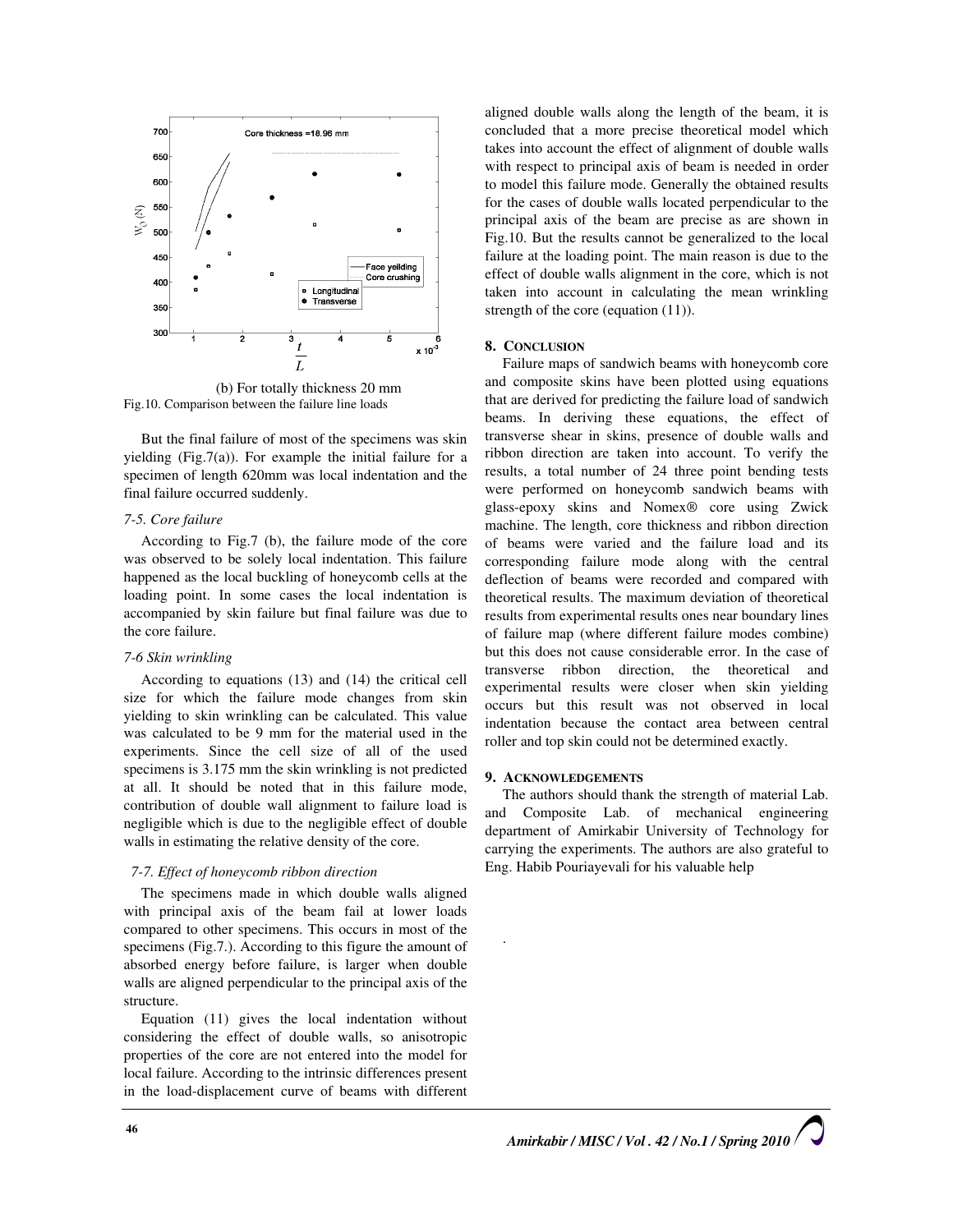(b) For totally thickness 20 mm

Fig.10. Comparison between the failure line loads

But the final failure of most of the specimens was skin yielding (Fig.7(a)). For example the initial failure for a specimen of length 620mm was local indentation and the final failure occurred suddenly.

*7-5. Core failure*

According to Fig.7 (b), the failure mode of the core was observed to be solely local indentation. This failure happened as the local buckling of honeycomb cells at the loading point. In some cases the local indentation is accompanied by skin failure but final failure was due to the core failure.

*7-6 Skin wrinkling*

According to equations (13) and (14) the critical cell size for which the failure mode changes from skin yielding to skin wrinkling can be calculated. This value was calculated to be 9 mm for the material used in the experiments. Since the cell size of all of the used specimens is 3.175 mm the skin wrinkling is not predicted at all. It should be noted that in this failure mode, contribution of double wall alignment to failure load is negligible which is due to the negligible effect of double walls in estimating the relative density of the core.

*7-7. Effect of honeycomb ribbon direction*

The specimens made in which double walls aligned with principal axis of the beam fail at lower loads compared to other specimens. This occurs in most of the specimens (Fig.7.). According to this figure the amount of absorbed energy before failure, is larger when double walls are aligned perpendicular to the principal axis of the structure.

Equation (11) gives the local indentation without considering the effect of double walls, so anisotropic properties of the core are not entered into the model for local failure. According to the intrinsic differences present in the load-displacement curve of beams with different aligned double walls along the length of the beam, it is concluded that a more precise theoretical model which takes into account the effect of alignment of double walls with respect to principal axis of beam is needed in order to model this failure mode. Generally the obtained results for the cases of double walls located perpendicular to the principal axis of the beam are precise as are shown in Fig.10. But the results cannot be generalized to the local failure at the loading point. The main reason is due to the effect of double walls alignment in the core, which is not taken into account in calculating the mean wrinkling strength of the core (equation (11)).

## 8. Conclusion

Failure maps of sandwich beams with honeycomb core and composite skins have been plotted using equations that are derived for predicting the failure load of sandwich beams. In deriving these equations, the effect of transverse shear in skins, presence of double walls and ribbon direction are taken into account. To verify the results, a total number of 24 three point bending tests were performed on honeycomb sandwich beams with glass-epoxy skins and Nomex® core using Zwick machine. The length, core thickness and ribbon direction of beams were varied and the failure load and its corresponding failure mode along with the central deflection of beams were recorded and compared with theoretical results. The maximum deviation of theoretical results from experimental results ones near boundary lines of failure map (where different failure modes combine) but this does not cause considerable error. In the case of transverse ribbon direction, the theoretical and experimental results were closer when skin yielding occurs but this result was not observed in local indentation because the contact area between central roller and top skin could not be determined exactly.

## 9. Acknowledgements

The authors should thank the strength of material Lab. and Composite Lab. of mechanical engineering department of Amirkabir University of Technology for carrying the experiments. The authors are also grateful to Eng. Habib Pouriayevali for his valuable help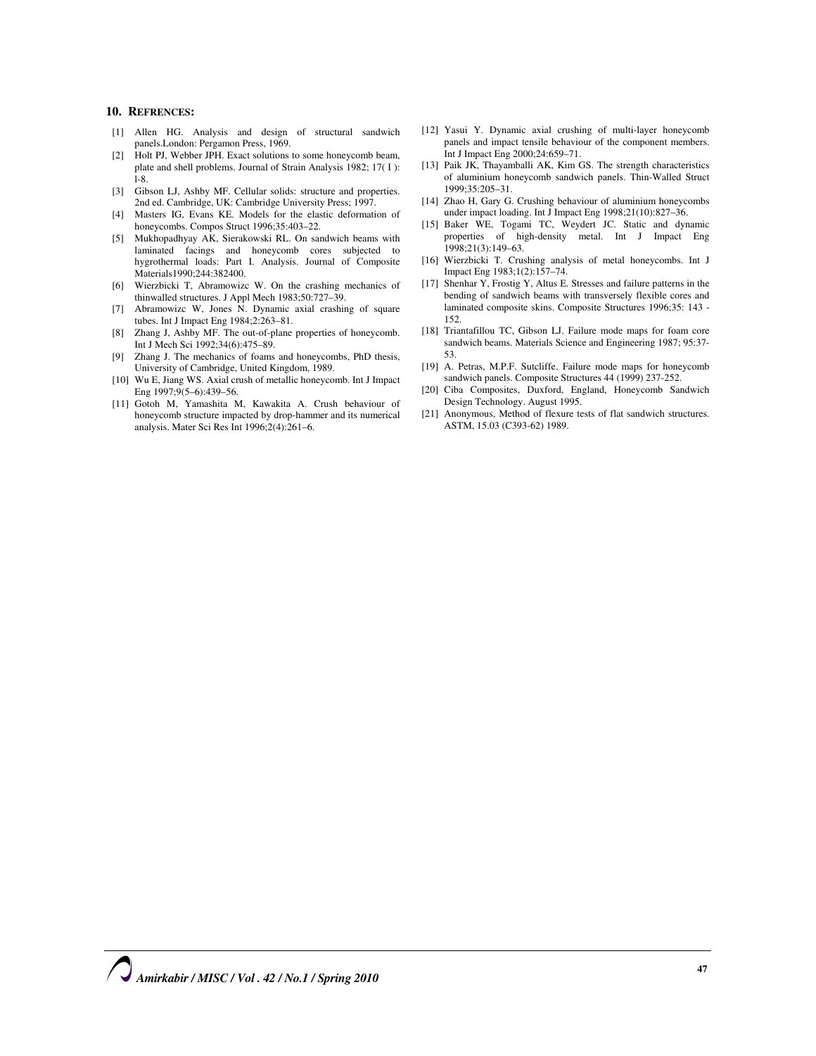## 10. REFRENCES:

[1] Allen HG. Analysis and design of structural sandwich panels.London: Pergamon Press, 1969.

[2] Holt PJ, Webber JPH. Exact solutions to some honeycomb beam, plate and shell problems. Journal of Strain Analysis 1982; 17( I ): l-8.

[3] Gibson LJ, Ashby MF. Cellular solids: structure and properties. 2nd ed. Cambridge, UK: Cambridge University Press; 1997.

[4] Masters IG, Evans KE. Models for the elastic deformation of honeycombs. Compos Struct 1996;35:403–22.

[5] Mukhopadhyay AK, Sierakowski RL. On sandwich beams with laminated facings and honeycomb cores subjected to hygrothermal loads: Part I. Analysis. Journal of Composite Materials1990;244:382400.

[6] Wierzbicki T, Abramowizc W. On the crashing mechanics of thinwalled structures. J Appl Mech 1983;50:727–39.

[7] Abramowizc W, Jones N. Dynamic axial crashing of square tubes. Int J Impact Eng 1984;2:263–81.

[8] Zhang J, Ashby MF. The out-of-plane properties of honeycomb. Int J Mech Sci 1992;34(6):475–89.

[9] Zhang J. The mechanics of foams and honeycombs, PhD thesis, University of Cambridge, United Kingdom, 1989.

[10] Wu E, Jiang WS. Axial crush of metallic honeycomb. Int J Impact Eng 1997;9(5–6):439–56.

[11] Gotoh M, Yamashita M, Kawakita A. Crush behaviour of honeycomb structure impacted by drop-hammer and its numerical analysis. Mater Sci Res Int 1996;2(4):261–6.

[12] Yasui Y. Dynamic axial crushing of multi-layer honeycomb panels and impact tensile behaviour of the component members. Int J Impact Eng 2000;24:659–71.

[13] Paik JK, Thayamballi AK, Kim GS. The strength characteristics of aluminium honeycomb sandwich panels. Thin-Walled Struct 1999;35:205–31.

[14] Zhao H, Gary G. Crushing behaviour of aluminium honeycombs under impact loading. Int J Impact Eng 1998;21(10):827–36.

[15] Baker WE, Togami TC, Weydert JC. Static and dynamic properties of high-density metal. Int J Impact Eng 1998;21(3):149–63.

[16] Wierzbicki T. Crushing analysis of metal honeycombs. Int J Impact Eng 1983;1(2):157–74.

[17] Shenhar Y, Frostig Y, Altus E. Stresses and failure patterns in the bending of sandwich beams with transversely flexible cores and laminated composite skins. Composite Structures 1996;35: 143 - 152.

[18] Triantafillou TC, Gibson LJ. Failure mode maps for foam core sandwich beams. Materials Science and Engineering 1987; 95:37-53.

[19] A. Petras, M.P.F. Sutcliffe. Failure mode maps for honeycomb sandwich panels. Composite Structures 44 (1999) 237-252.

[20] Ciba Composites, Duxford, England, Honeycomb Sandwich Design Technology. August 1995.

[21] Anonymous, Method of flexure tests of flat sandwich structures. ASTM, 15.03 (C393-62) 1989.